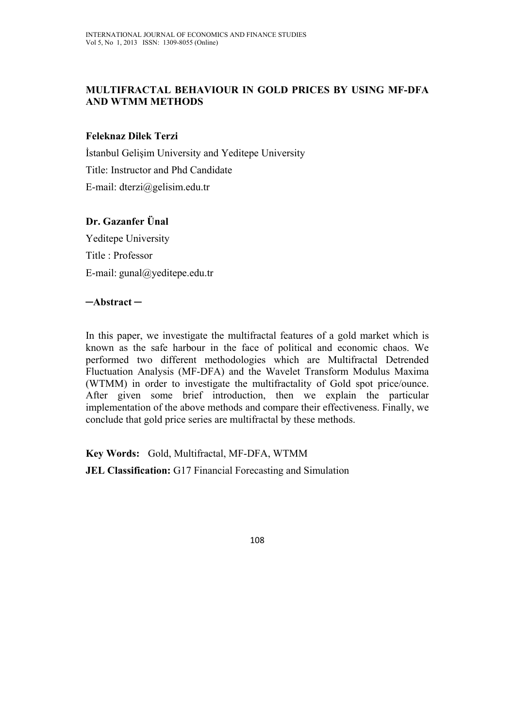# MULTIFRACTAL BEHAVIOUR IN GOLD PRICES BY USING MF-DFA AND WTMM METHODS

**Feleknaz Dilek Terzi**

İstanbul Gelişim University and Yeditepe University

Title: Instructor and Phd Candidate

E-mail: dterzi@gelisim.edu.tr

**Dr. Gazanfer Ünal**

Yeditepe University

Title : Professor

E-mail: gunal@yeditepe.edu.tr

**─Abstract ─**

In this paper, we investigate the multifractal features of a gold market which is known as the safe harbour in the face of political and economic chaos. We performed two different methodologies which are Multifractal Detrended Fluctuation Analysis (MF-DFA) and the Wavelet Transform Modulus Maxima (WTMM) in order to investigate the multifractality of Gold spot price/ounce. After given some brief introduction, then we explain the particular implementation of the above methods and compare their effectiveness. Finally, we conclude that gold price series are multifractal by these methods.

**Key Words:** Gold, Multifractal, MF-DFA, WTMM

**JEL Classification:** G17 Financial Forecasting and Simulation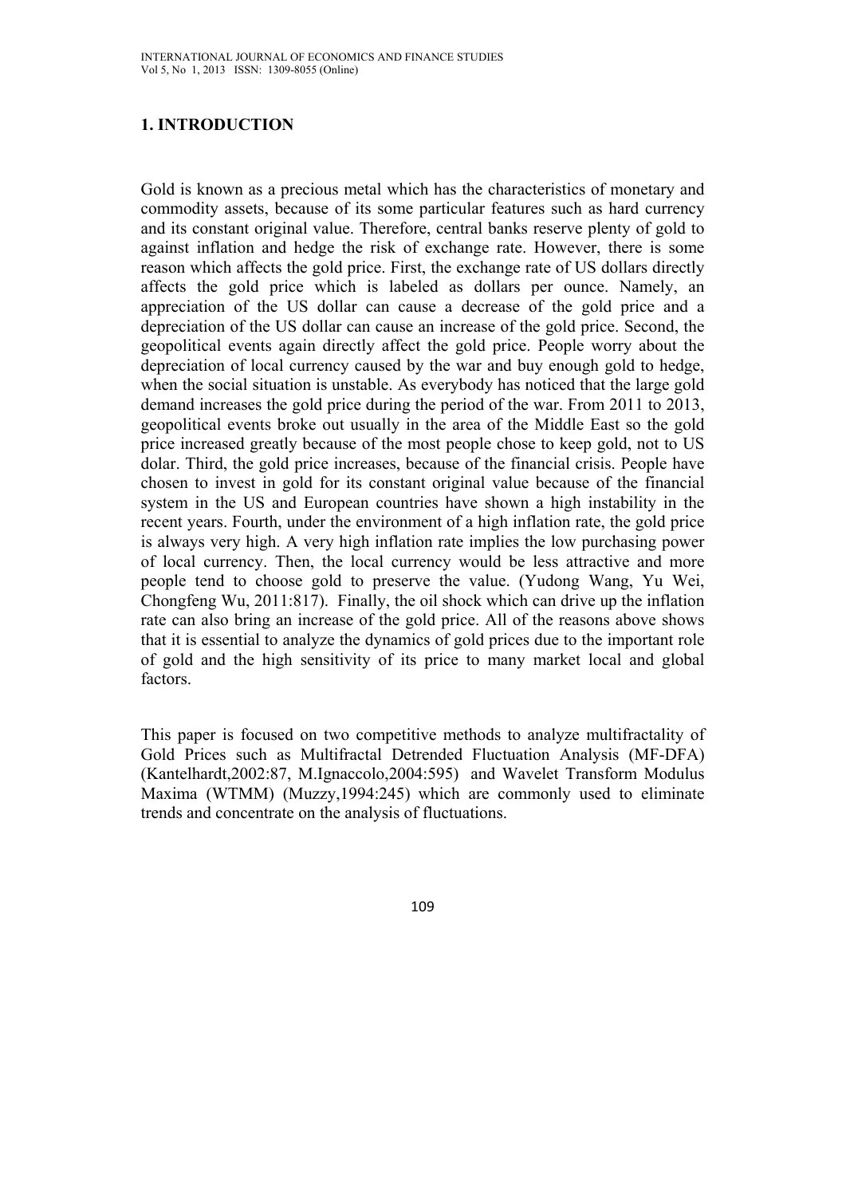## 1. INTRODUCTION

Gold is known as a precious metal which has the characteristics of monetary and commodity assets, because of its some particular features such as hard currency and its constant original value. Therefore, central banks reserve plenty of gold to against inflation and hedge the risk of exchange rate. However, there is some reason which affects the gold price. First, the exchange rate of US dollars directly affects the gold price which is labeled as dollars per ounce. Namely, an appreciation of the US dollar can cause a decrease of the gold price and a depreciation of the US dollar can cause an increase of the gold price. Second, the geopolitical events again directly affect the gold price. People worry about the depreciation of local currency caused by the war and buy enough gold to hedge, when the social situation is unstable. As everybody has noticed that the large gold demand increases the gold price during the period of the war. From 2011 to 2013, geopolitical events broke out usually in the area of the Middle East so the gold price increased greatly because of the most people chose to keep gold, not to US dolar. Third, the gold price increases, because of the financial crisis. People have chosen to invest in gold for its constant original value because of the financial system in the US and European countries have shown a high instability in the recent years. Fourth, under the environment of a high inflation rate, the gold price is always very high. A very high inflation rate implies the low purchasing power of local currency. Then, the local currency would be less attractive and more people tend to choose gold to preserve the value. (Yudong Wang, Yu Wei, Chongfeng Wu, 2011:817). Finally, the oil shock which can drive up the inflation rate can also bring an increase of the gold price. All of the reasons above shows that it is essential to analyze the dynamics of gold prices due to the important role of gold and the high sensitivity of its price to many market local and global factors.

This paper is focused on two competitive methods to analyze multifractality of Gold Prices such as Multifractal Detrended Fluctuation Analysis (MF-DFA) (Kantelhardt,2002:87, M.Ignaccolo,2004:595) and Wavelet Transform Modulus Maxima (WTMM) (Muzzy,1994:245) which are commonly used to eliminate trends and concentrate on the analysis of fluctuations.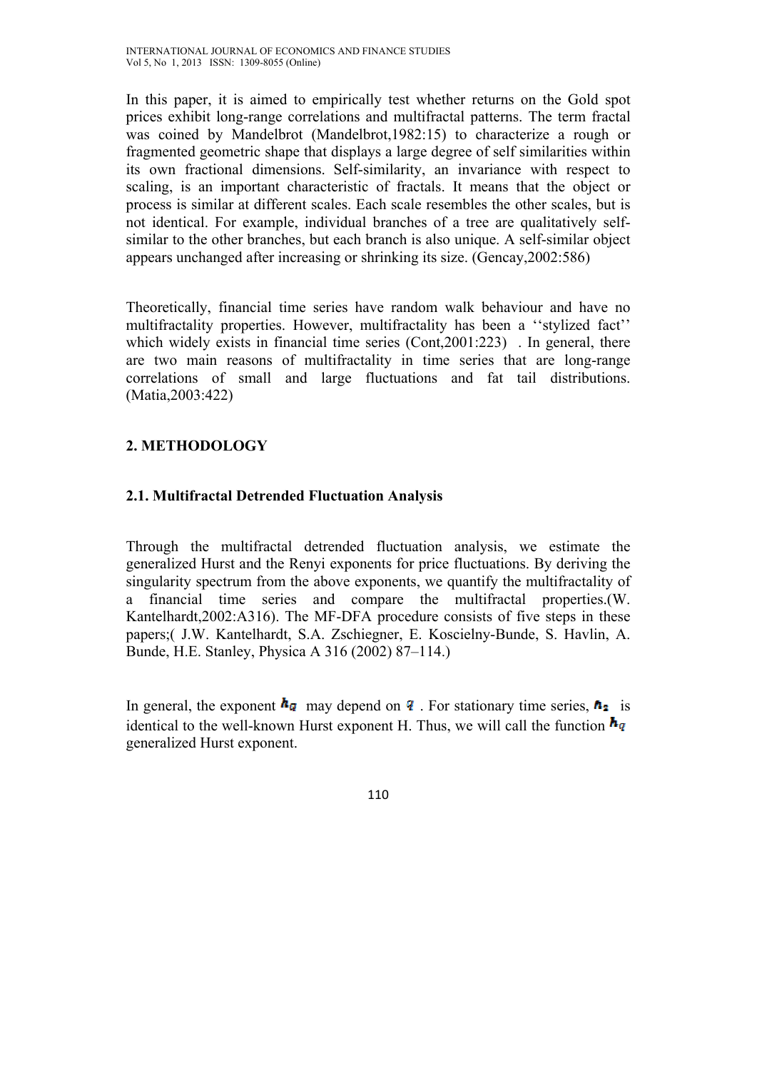In this paper, it is aimed to empirically test whether returns on the Gold spot prices exhibit long-range correlations and multifractal patterns. The term fractal was coined by Mandelbrot (Mandelbrot,1982:15) to characterize a rough or fragmented geometric shape that displays a large degree of self similarities within its own fractional dimensions. Self-similarity, an invariance with respect to scaling, is an important characteristic of fractals. It means that the object or process is similar at different scales. Each scale resembles the other scales, but is not identical. For example, individual branches of a tree are qualitatively self-similar to the other branches, but each branch is also unique. A self-similar object appears unchanged after increasing or shrinking its size. (Gencay,2002:586)

Theoretically, financial time series have random walk behaviour and have no multifractality properties. However, multifractality has been a ''stylized fact'' which widely exists in financial time series (Cont,2001:223) . In general, there are two main reasons of multifractality in time series that are long-range correlations of small and large fluctuations and fat tail distributions. (Matia,2003:422)

## 2. METHODOLOGY

### 2.1. Multifractal Detrended Fluctuation Analysis

Through the multifractal detrended fluctuation analysis, we estimate the generalized Hurst and the Renyi exponents for price fluctuations. By deriving the singularity spectrum from the above exponents, we quantify the multifractality of a financial time series and compare the multifractal properties.(W. Kantelhardt,2002:A316). The MF-DFA procedure consists of five steps in these papers;( J.W. Kantelhardt, S.A. Zschiegner, E. Koscielny-Bunde, S. Havlin, A. Bunde, H.E. Stanley, Physica A 316 (2002) 87–114.)

In general, the exponent $h_q$ may depend on $q$ . For stationary time series, $h_2$ is identical to the well-known Hurst exponent H. Thus, we will call the function $h_q$ generalized Hurst exponent.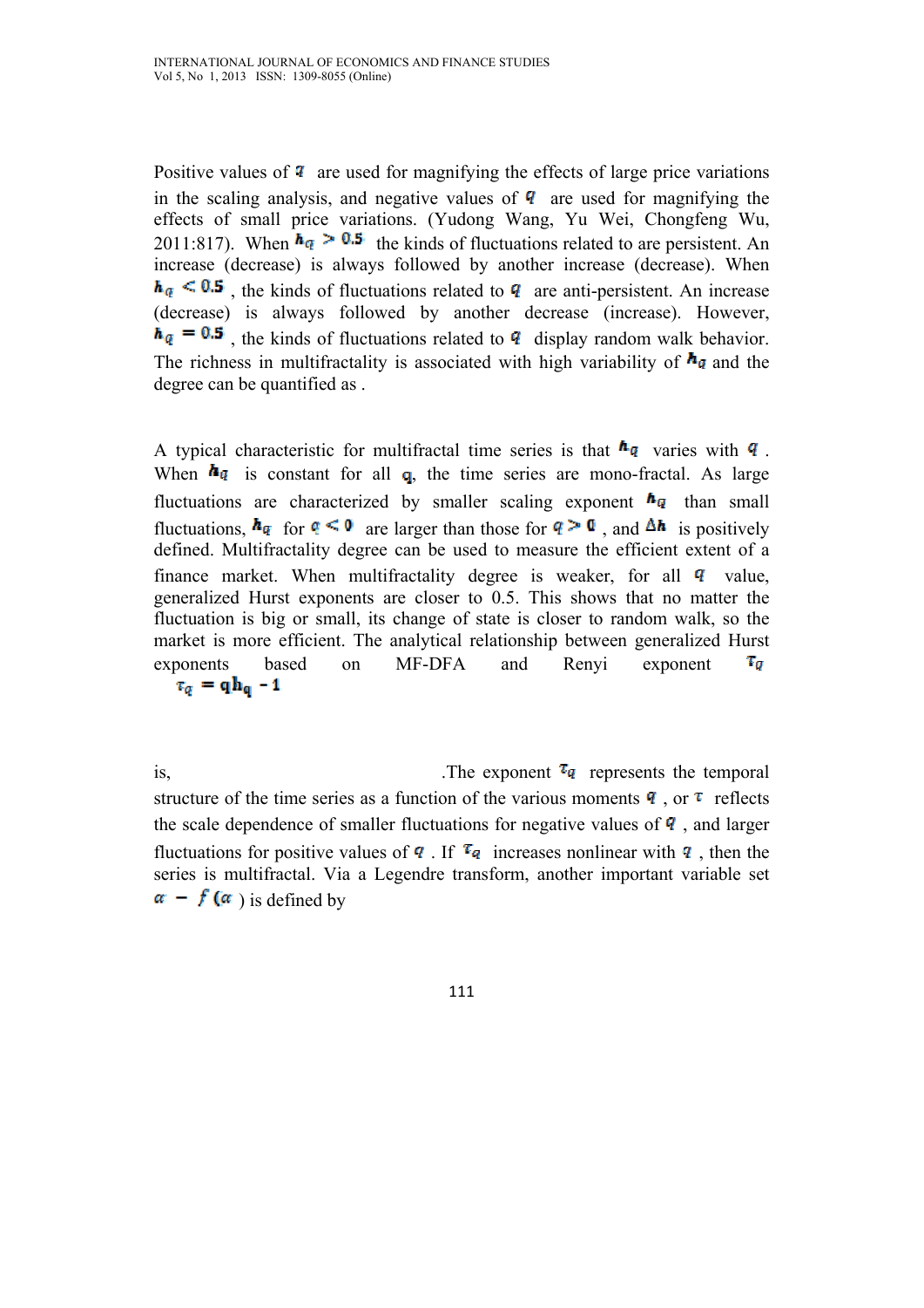Positive values of $q$ are used for magnifying the effects of large price variations in the scaling analysis, and negative values of $q$ are used for magnifying the effects of small price variations. (Yudong Wang, Yu Wei, Chongfeng Wu, 2011:817). When $h_q > 0.5$ the kinds of fluctuations related to are persistent. An increase (decrease) is always followed by another increase (decrease). When $h_q < 0.5$, the kinds of fluctuations related to $q$ are anti-persistent. An increase (decrease) is always followed by another decrease (increase). However, $h_q = 0.5$, the kinds of fluctuations related to $q$ display random walk behavior. The richness in multifractality is associated with high variability of $h_q$ and the degree can be quantified as .

A typical characteristic for multifractal time series is that $h_q$ varies with $q$. When $h_q$ is constant for all $q$, the time series are mono-fractal. As large fluctuations are characterized by smaller scaling exponent $h_q$ than small fluctuations, $h_q$ for $q < 0$ are larger than those for $q > 0$, and $\Delta h$ is positively defined. Multifractality degree can be used to measure the efficient extent of a finance market. When multifractality degree is weaker, for all $q$ value, generalized Hurst exponents are closer to 0.5. This shows that no matter the fluctuation is big or small, its change of state is closer to random walk, so the market is more efficient. The analytical relationship between generalized Hurst exponents based on MF-DFA and Renyi exponent $\tau_q$

$$\tau_q = q h_q - 1$$

is, .The exponent $\tau_q$ represents the temporal structure of the time series as a function of the various moments $q$, or $\tau$ reflects the scale dependence of smaller fluctuations for negative values of $q$, and larger fluctuations for positive values of $q$. If $\tau_q$ increases nonlinear with $q$, then the series is multifractal. Via a Legendre transform, another important variable set $\alpha - f(\alpha)$ is defined by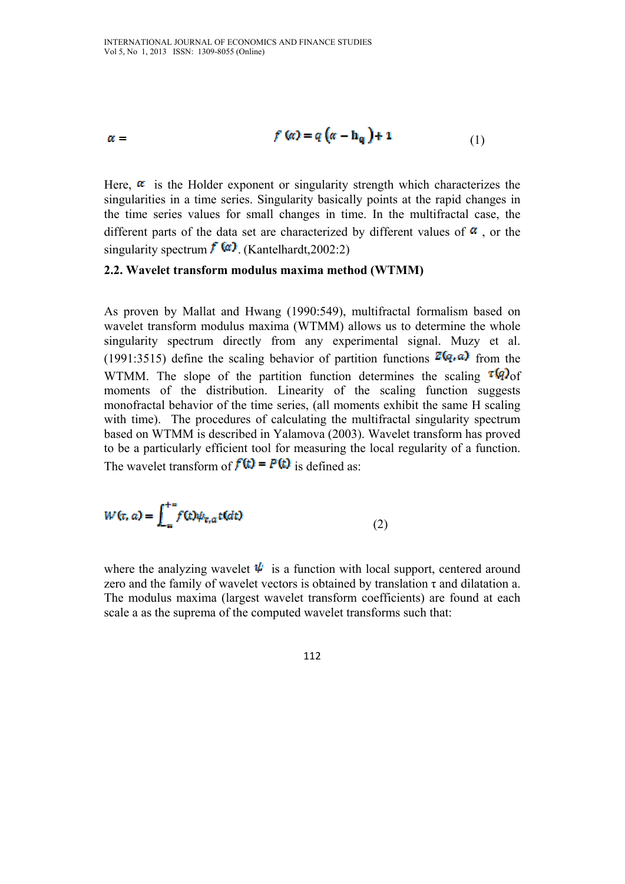$$\alpha = \qquad f(\alpha) = q\left(\alpha - \mathrm{h_q}\right) + 1 \qquad (1)$$

Here, $\alpha$ is the Holder exponent or singularity strength which characterizes the singularities in a time series. Singularity basically points at the rapid changes in the time series values for small changes in time. In the multifractal case, the different parts of the data set are characterized by different values of $\alpha$, or the singularity spectrum $f(\alpha)$. (Kantelhardt,2002:2)

### 2.2. Wavelet transform modulus maxima method (WTMM)

As proven by Mallat and Hwang (1990:549), multifractal formalism based on wavelet transform modulus maxima (WTMM) allows us to determine the whole singularity spectrum directly from any experimental signal. Muzy et al. (1991:3515) define the scaling behavior of partition functions $Z(q, a)$ from the WTMM. The slope of the partition function determines the scaling $\tau(q)$ of moments of the distribution. Linearity of the scaling function suggests monofractal behavior of the time series, (all moments exhibit the same H scaling with time). The procedures of calculating the multifractal singularity spectrum based on WTMM is described in Yalamova (2003). Wavelet transform has proved to be a particularly efficient tool for measuring the local regularity of a function. The wavelet transform of $f(t) = P(t)$ is defined as:

$$W(\tau, a) = \int_{-\infty}^{+\infty} f(t)\psi_{\tau,a}t(dt) \qquad (2)$$

where the analyzing wavelet $\psi$ is a function with local support, centered around zero and the family of wavelet vectors is obtained by translation τ and dilatation a. The modulus maxima (largest wavelet transform coefficients) are found at each scale a as the suprema of the computed wavelet transforms such that: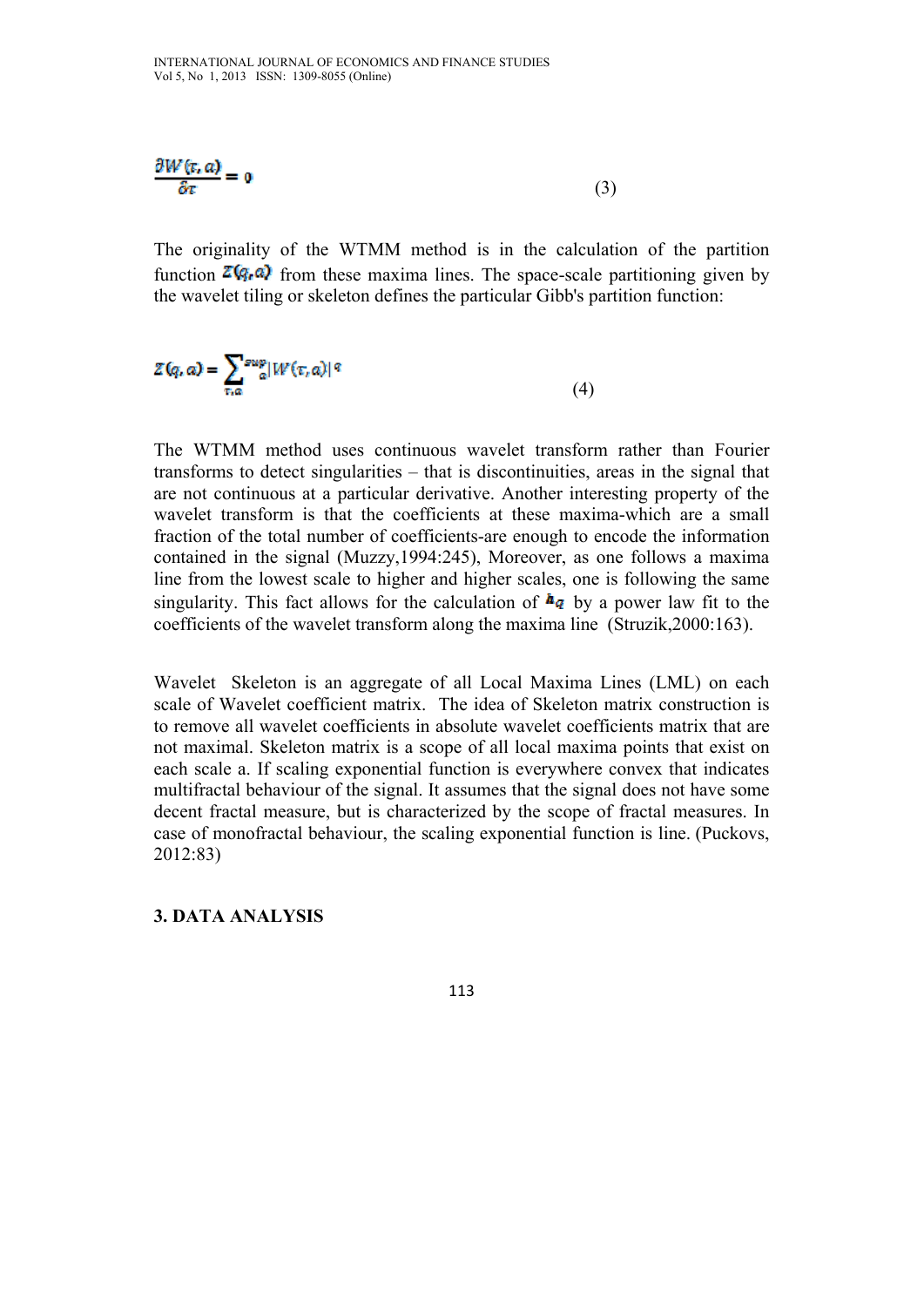$$\frac{\partial W(\tau, a)}{\delta \tau} = 0 \tag{3}$$

The originality of the WTMM method is in the calculation of the partition function $Z(q,a)$ from these maxima lines. The space-scale partitioning given by the wavelet tiling or skeleton defines the particular Gibb's partition function:

$$Z(q, a) = \sum_{\tau, a}^{sup} {}_{a}|W(\tau, a)|^{q} \tag{4}$$

The WTMM method uses continuous wavelet transform rather than Fourier transforms to detect singularities – that is discontinuities, areas in the signal that are not continuous at a particular derivative. Another interesting property of the wavelet transform is that the coefficients at these maxima-which are a small fraction of the total number of coefficients-are enough to encode the information contained in the signal (Muzzy,1994:245), Moreover, as one follows a maxima line from the lowest scale to higher and higher scales, one is following the same singularity. This fact allows for the calculation of $h_q$ by a power law fit to the coefficients of the wavelet transform along the maxima line (Struzik,2000:163).

Wavelet Skeleton is an aggregate of all Local Maxima Lines (LML) on each scale of Wavelet coefficient matrix. The idea of Skeleton matrix construction is to remove all wavelet coefficients in absolute wavelet coefficients matrix that are not maximal. Skeleton matrix is a scope of all local maxima points that exist on each scale a. If scaling exponential function is everywhere convex that indicates multifractal behaviour of the signal. It assumes that the signal does not have some decent fractal measure, but is characterized by the scope of fractal measures. In case of monofractal behaviour, the scaling exponential function is line. (Puckovs, 2012:83)

## 3. DATA ANALYSIS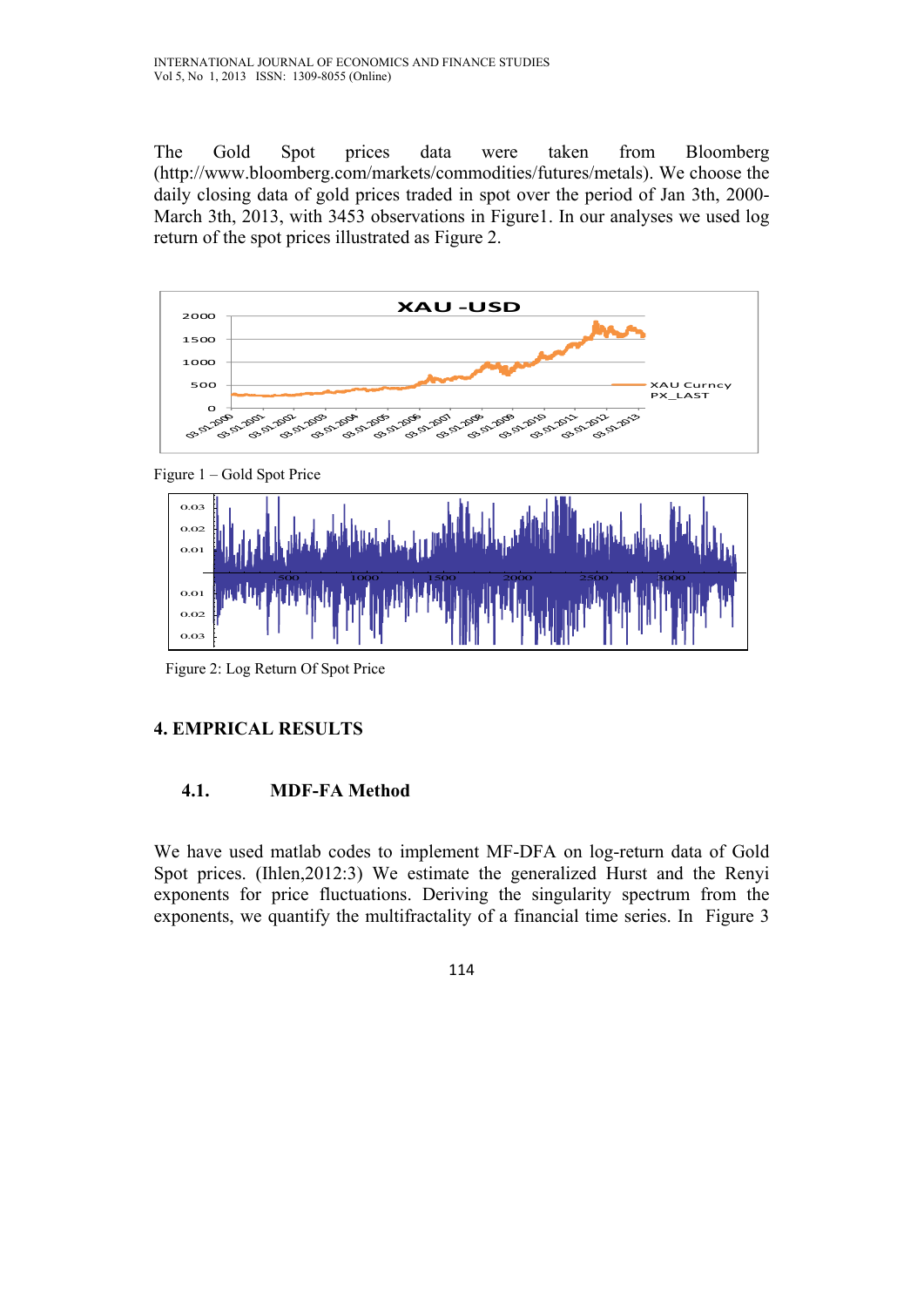The Gold Spot prices data were taken from Bloomberg (http://www.bloomberg.com/markets/commodities/futures/metals). We choose the daily closing data of gold prices traded in spot over the period of Jan 3th, 2000-March 3th, 2013, with 3453 observations in Figure1. In our analyses we used log return of the spot prices illustrated as Figure 2.

Figure 1 – Gold Spot Price

Figure 2: Log Return Of Spot Price

## 4. EMPRICAL RESULTS

### 4.1. MDF-FA Method

We have used matlab codes to implement MF-DFA on log-return data of Gold Spot prices. (Ihlen,2012:3) We estimate the generalized Hurst and the Renyi exponents for price fluctuations. Deriving the singularity spectrum from the exponents, we quantify the multifractality of a financial time series. In Figure 3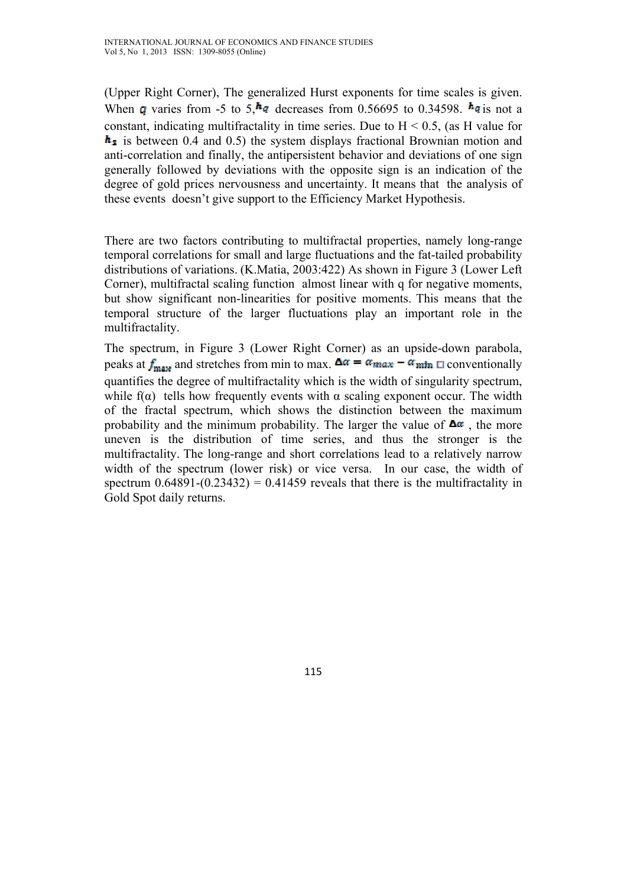(Upper Right Corner), The generalized Hurst exponents for time scales is given. When $q$ varies from -5 to 5, $h_q$ decreases from 0.56695 to 0.34598. $h_q$ is not a constant, indicating multifractality in time series. Due to H < 0.5, (as H value for $h_2$ is between 0.4 and 0.5) the system displays fractional Brownian motion and anti-correlation and finally, the antipersistent behavior and deviations of one sign generally followed by deviations with the opposite sign is an indication of the degree of gold prices nervousness and uncertainty. It means that the analysis of these events doesn't give support to the Efficiency Market Hypothesis.

There are two factors contributing to multifractal properties, namely long-range temporal correlations for small and large fluctuations and the fat-tailed probability distributions of variations. (K.Matia, 2003:422) As shown in Figure 3 (Lower Left Corner), multifractal scaling function almost linear with q for negative moments, but show significant non-linearities for positive moments. This means that the temporal structure of the larger fluctuations play an important role in the multifractality.

The spectrum, in Figure 3 (Lower Right Corner) as an upside-down parabola, peaks at $f_{max}$ and stretches from min to max. $\Delta\alpha = \alpha_{max} - \alpha_{min}$ conventionally quantifies the degree of multifractality which is the width of singularity spectrum, while f(α) tells how frequently events with α scaling exponent occur. The width of the fractal spectrum, which shows the distinction between the maximum probability and the minimum probability. The larger the value of $\Delta\alpha$, the more uneven is the distribution of time series, and thus the stronger is the multifractality. The long-range and short correlations lead to a relatively narrow width of the spectrum (lower risk) or vice versa. In our case, the width of spectrum 0.64891-(0.23432) = 0.41459 reveals that there is the multifractality in Gold Spot daily returns.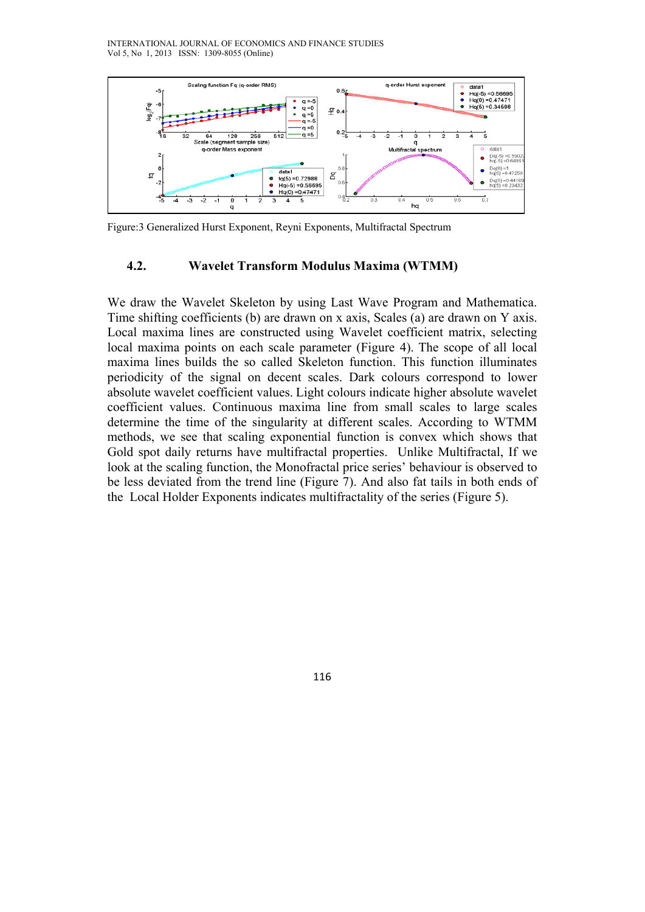Figure:3 Generalized Hurst Exponent, Reyni Exponents, Multifractal Spectrum

### 4.2. Wavelet Transform Modulus Maxima (WTMM)

We draw the Wavelet Skeleton by using Last Wave Program and Mathematica. Time shifting coefficients (b) are drawn on x axis, Scales (a) are drawn on Y axis. Local maxima lines are constructed using Wavelet coefficient matrix, selecting local maxima points on each scale parameter (Figure 4). The scope of all local maxima lines builds the so called Skeleton function. This function illuminates periodicity of the signal on decent scales. Dark colours correspond to lower absolute wavelet coefficient values. Light colours indicate higher absolute wavelet coefficient values. Continuous maxima line from small scales to large scales determine the time of the singularity at different scales. According to WTMM methods, we see that scaling exponential function is convex which shows that Gold spot daily returns have multifractal properties. Unlike Multifractal, If we look at the scaling function, the Monofractal price series' behaviour is observed to be less deviated from the trend line (Figure 7). And also fat tails in both ends of the Local Holder Exponents indicates multifractality of the series (Figure 5).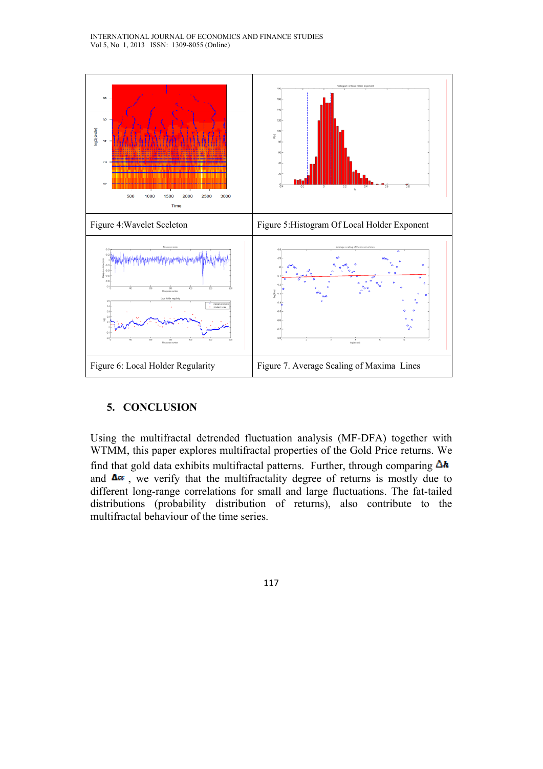| Figure 4:Wavelet Sceleton | Figure 5:Histogram Of Local Holder Exponent |
|---|---|
| Figure 6: Local Holder Regularity | Figure 7. Average Scaling of Maxima Lines |

## 5. CONCLUSION

Using the multifractal detrended fluctuation analysis (MF-DFA) together with WTMM, this paper explores multifractal properties of the Gold Price returns. We find that gold data exhibits multifractal patterns. Further, through comparing $\Delta h$ and $\Delta \alpha$, we verify that the multifractality degree of returns is mostly due to different long-range correlations for small and large fluctuations. The fat-tailed distributions (probability distribution of returns), also contribute to the multifractal behaviour of the time series.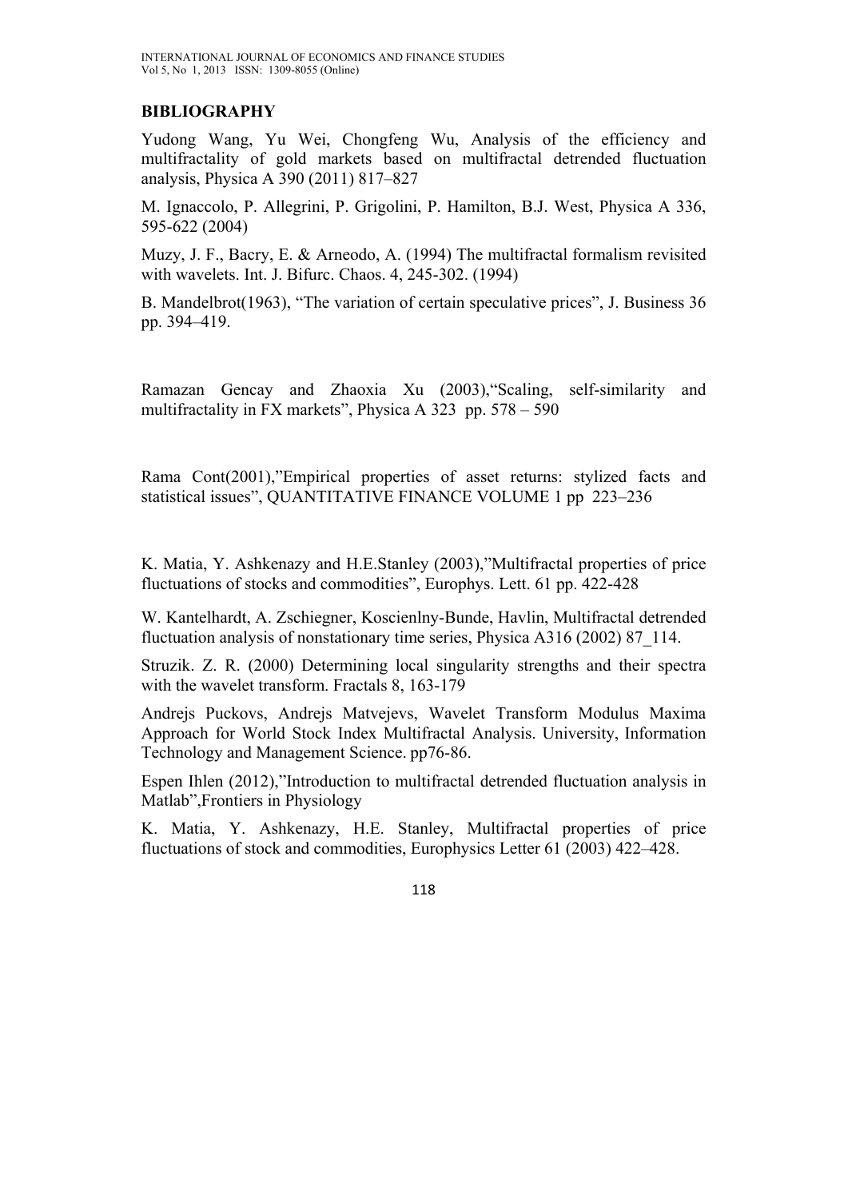## BIBLIOGRAPHY

Yudong Wang, Yu Wei, Chongfeng Wu, Analysis of the efficiency and multifractality of gold markets based on multifractal detrended fluctuation analysis, Physica A 390 (2011) 817–827

M. Ignaccolo, P. Allegrini, P. Grigolini, P. Hamilton, B.J. West, Physica A 336, 595-622 (2004)

Muzy, J. F., Bacry, E. & Arneodo, A. (1994) The multifractal formalism revisited with wavelets. Int. J. Bifurc. Chaos. 4, 245-302. (1994)

B. Mandelbrot(1963), "The variation of certain speculative prices", J. Business 36 pp. 394–419.

Ramazan Gencay and Zhaoxia Xu (2003),"Scaling, self-similarity and multifractality in FX markets", Physica A 323 pp. 578 – 590

Rama Cont(2001),"Empirical properties of asset returns: stylized facts and statistical issues", QUANTITATIVE FINANCE VOLUME 1 pp 223–236

K. Matia, Y. Ashkenazy and H.E.Stanley (2003),"Multifractal properties of price fluctuations of stocks and commodities", Europhys. Lett. 61 pp. 422-428

W. Kantelhardt, A. Zschiegner, Koscienlny-Bunde, Havlin, Multifractal detrended fluctuation analysis of nonstationary time series, Physica A316 (2002) 87_114.

Struzik. Z. R. (2000) Determining local singularity strengths and their spectra with the wavelet transform. Fractals 8, 163-179

Andrejs Puckovs, Andrejs Matvejevs, Wavelet Transform Modulus Maxima Approach for World Stock Index Multifractal Analysis. University, Information Technology and Management Science. pp76-86.

Espen Ihlen (2012),"Introduction to multifractal detrended fluctuation analysis in Matlab",Frontiers in Physiology

K. Matia, Y. Ashkenazy, H.E. Stanley, Multifractal properties of price fluctuations of stock and commodities, Europhysics Letter 61 (2003) 422–428.